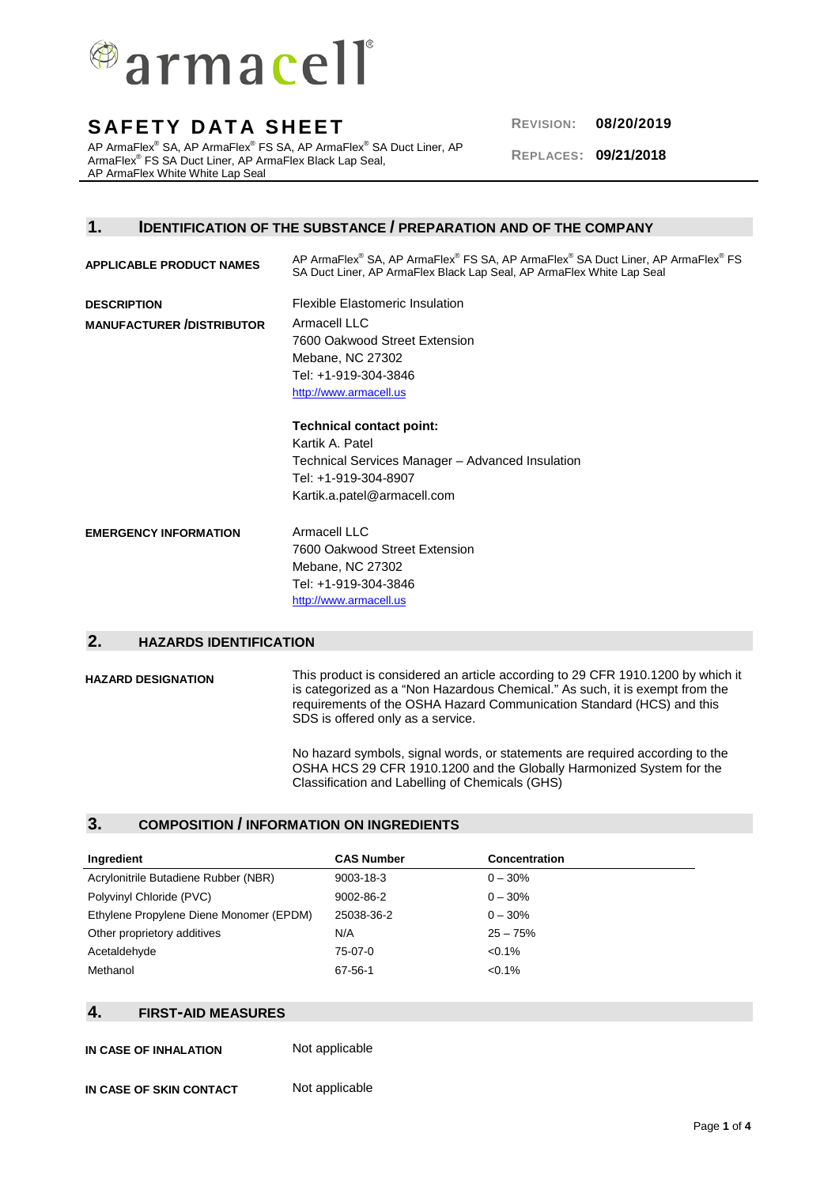armacell

# SAFETY DATA SHEET

AP ArmaFlex® SA, AP ArmaFlex® FS SA, AP ArmaFlex® SA Duct Liner, AP ArmaFlex® FS SA Duct Liner, AP ArmaFlex Black Lap Seal, AP ArmaFlex White White Lap Seal

**REVISION:** 08/20/2019

**REPLACES:** 09/21/2018

## 1. IDENTIFICATION OF THE SUBSTANCE / PREPARATION AND OF THE COMPANY

**APPLICABLE PRODUCT NAMES**
AP ArmaFlex® SA, AP ArmaFlex® FS SA, AP ArmaFlex® SA Duct Liner, AP ArmaFlex® FS SA Duct Liner, AP ArmaFlex Black Lap Seal, AP ArmaFlex White Lap Seal

**DESCRIPTION**
Flexible Elastomeric Insulation

**MANUFACTURER /DISTRIBUTOR**
Armacell LLC
7600 Oakwood Street Extension
Mebane, NC 27302
Tel: +1-919-304-3846
http://www.armacell.us

**Technical contact point:**
Kartik A. Patel
Technical Services Manager – Advanced Insulation
Tel: +1-919-304-8907
Kartik.a.patel@armacell.com

**EMERGENCY INFORMATION**
Armacell LLC
7600 Oakwood Street Extension
Mebane, NC 27302
Tel: +1-919-304-3846
http://www.armacell.us

## 2. HAZARDS IDENTIFICATION

**HAZARD DESIGNATION**

This product is considered an article according to 29 CFR 1910.1200 by which it is categorized as a "Non Hazardous Chemical." As such, it is exempt from the requirements of the OSHA Hazard Communication Standard (HCS) and this SDS is offered only as a service.

No hazard symbols, signal words, or statements are required according to the OSHA HCS 29 CFR 1910.1200 and the Globally Harmonized System for the Classification and Labelling of Chemicals (GHS)

## 3. COMPOSITION / INFORMATION ON INGREDIENTS

| Ingredient | CAS Number | Concentration |
|---|---|---|
| Acrylonitrile Butadiene Rubber (NBR) | 9003-18-3 | 0 – 30% |
| Polyvinyl Chloride (PVC) | 9002-86-2 | 0 – 30% |
| Ethylene Propylene Diene Monomer (EPDM) | 25038-36-2 | 0 – 30% |
| Other proprietory additives | N/A | 25 – 75% |
| Acetaldehyde | 75-07-0 | <0.1% |
| Methanol | 67-56-1 | <0.1% |

## 4. FIRST-AID MEASURES

**IN CASE OF INHALATION**
Not applicable

**IN CASE OF SKIN CONTACT**
Not applicable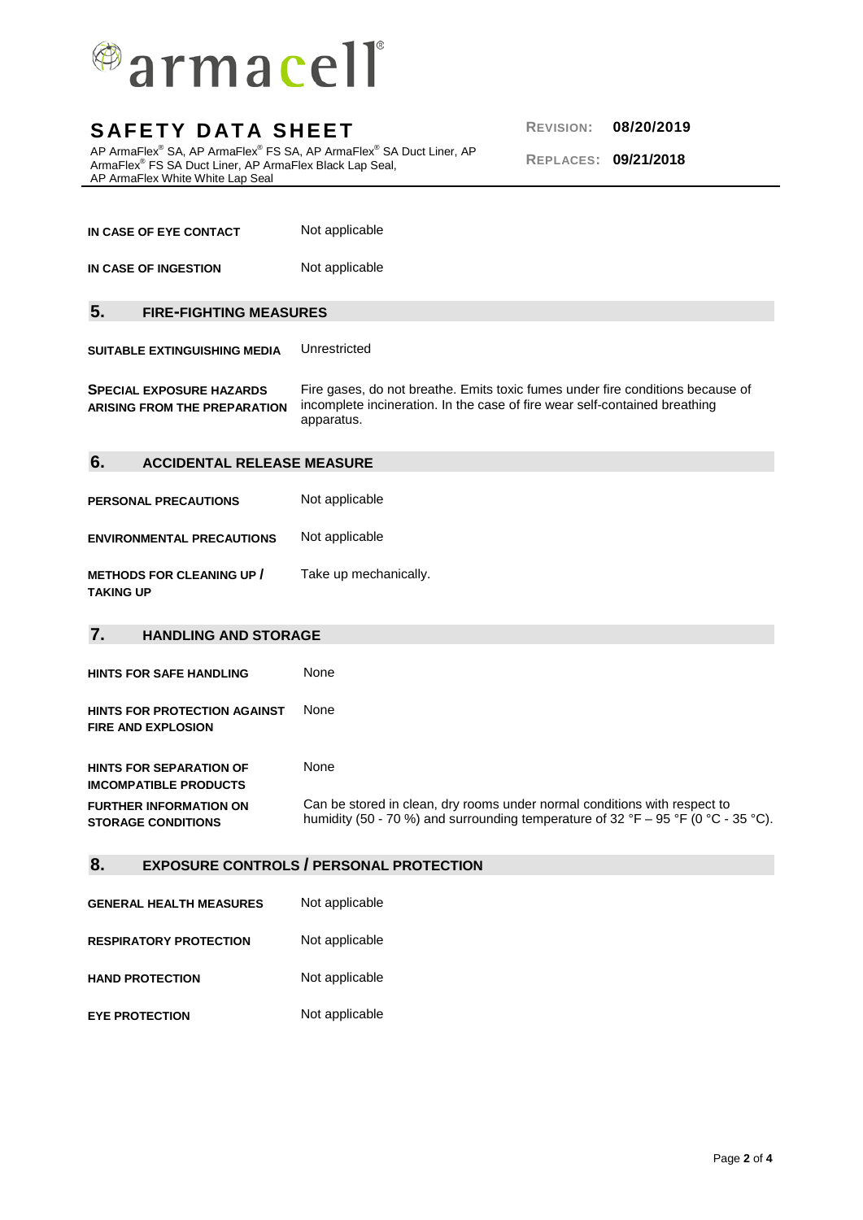| | |
|---|---|
| **IN CASE OF EYE CONTACT** | Not applicable |
| **IN CASE OF INGESTION** | Not applicable |

## 5. FIRE-FIGHTING MEASURES

| | |
|---|---|
| **SUITABLE EXTINGUISHING MEDIA** | Unrestricted |
| **SPECIAL EXPOSURE HAZARDS ARISING FROM THE PREPARATION** | Fire gases, do not breathe. Emits toxic fumes under fire conditions because of incomplete incineration. In the case of fire wear self-contained breathing apparatus. |

## 6. ACCIDENTAL RELEASE MEASURE

| | |
|---|---|
| **PERSONAL PRECAUTIONS** | Not applicable |
| **ENVIRONMENTAL PRECAUTIONS** | Not applicable |
| **METHODS FOR CLEANING UP / TAKING UP** | Take up mechanically. |

## 7. HANDLING AND STORAGE

| | |
|---|---|
| **HINTS FOR SAFE HANDLING** | None |
| **HINTS FOR PROTECTION AGAINST FIRE AND EXPLOSION** | None |
| **HINTS FOR SEPARATION OF IMCOMPATIBLE PRODUCTS** | None |
| **FURTHER INFORMATION ON STORAGE CONDITIONS** | Can be stored in clean, dry rooms under normal conditions with respect to humidity (50 - 70 %) and surrounding temperature of 32 °F – 95 °F (0 °C - 35 °C). |

## 8. EXPOSURE CONTROLS / PERSONAL PROTECTION

| | |
|---|---|
| **GENERAL HEALTH MEASURES** | Not applicable |
| **RESPIRATORY PROTECTION** | Not applicable |
| **HAND PROTECTION** | Not applicable |
| **EYE PROTECTION** | Not applicable |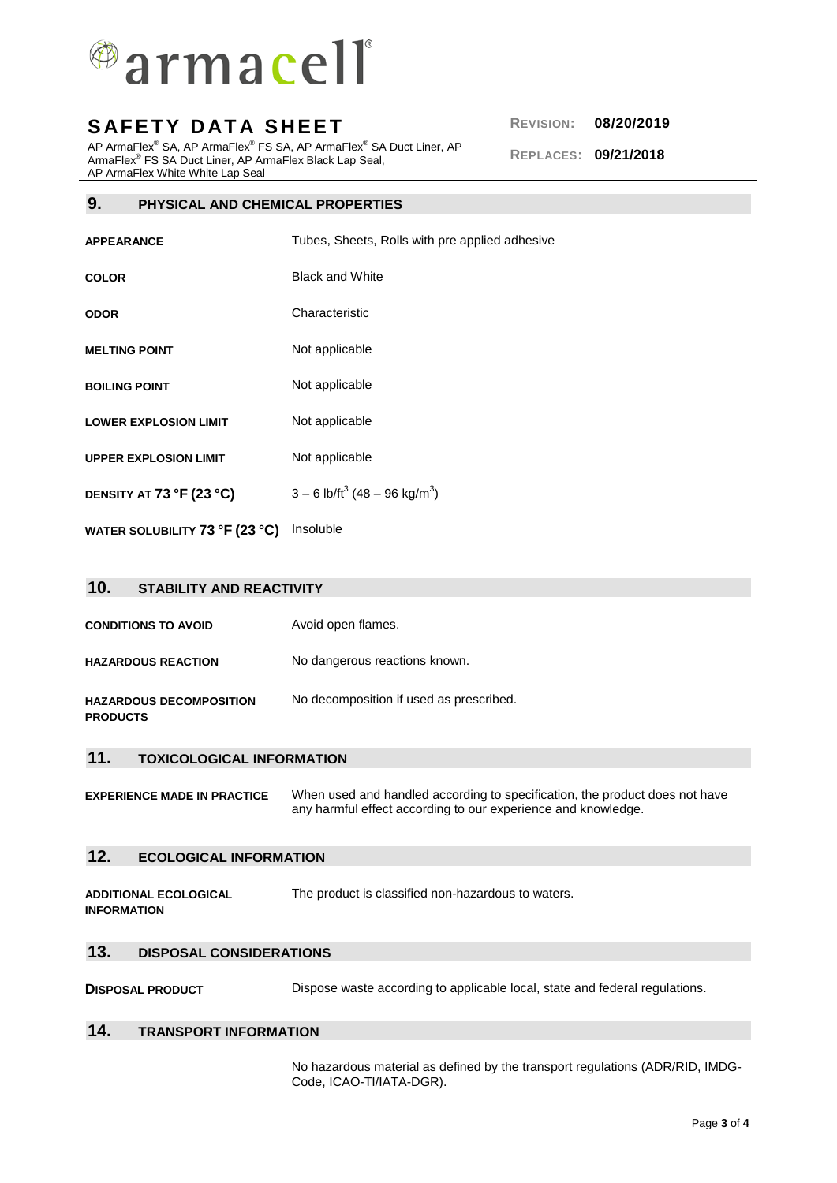## 9. PHYSICAL AND CHEMICAL PROPERTIES

| | |
|---|---|
| **APPEARANCE** | Tubes, Sheets, Rolls with pre applied adhesive |
| **COLOR** | Black and White |
| **ODOR** | Characteristic |
| **MELTING POINT** | Not applicable |
| **BOILING POINT** | Not applicable |
| **LOWER EXPLOSION LIMIT** | Not applicable |
| **UPPER EXPLOSION LIMIT** | Not applicable |
| **DENSITY AT 73 °F (23 °C)** | 3 – 6 lb/ft$^3$ (48 – 96 kg/m$^3$) |
| **WATER SOLUBILITY 73 °F (23 °C)** | Insoluble |

## 10. STABILITY AND REACTIVITY

| | |
|---|---|
| **CONDITIONS TO AVOID** | Avoid open flames. |
| **HAZARDOUS REACTION** | No dangerous reactions known. |
| **HAZARDOUS DECOMPOSITION PRODUCTS** | No decomposition if used as prescribed. |

## 11. TOXICOLOGICAL INFORMATION

| | |
|---|---|
| **EXPERIENCE MADE IN PRACTICE** | When used and handled according to specification, the product does not have any harmful effect according to our experience and knowledge. |

## 12. ECOLOGICAL INFORMATION

| | |
|---|---|
| **ADDITIONAL ECOLOGICAL INFORMATION** | The product is classified non-hazardous to waters. |

## 13. DISPOSAL CONSIDERATIONS

| | |
|---|---|
| **DISPOSAL PRODUCT** | Dispose waste according to applicable local, state and federal regulations. |

## 14. TRANSPORT INFORMATION

No hazardous material as defined by the transport regulations (ADR/RID, IMDG-Code, ICAO-TI/IATA-DGR).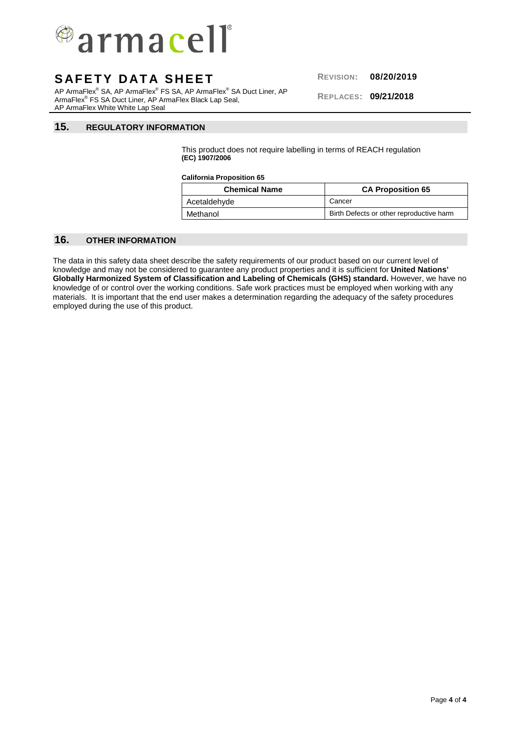## 15. REGULATORY INFORMATION

This product does not require labelling in terms of REACH regulation **(EC) 1907/2006**

**California Proposition 65**

| Chemical Name | CA Proposition 65 |
|---|---|
| Acetaldehyde | Cancer |
| Methanol | Birth Defects or other reproductive harm |

## 16. OTHER INFORMATION

The data in this safety data sheet describe the safety requirements of our product based on our current level of knowledge and may not be considered to guarantee any product properties and it is sufficient for **United Nations' Globally Harmonized System of Classification and Labeling of Chemicals (GHS) standard.** However, we have no knowledge of or control over the working conditions. Safe work practices must be employed when working with any materials. It is important that the end user makes a determination regarding the adequacy of the safety procedures employed during the use of this product.